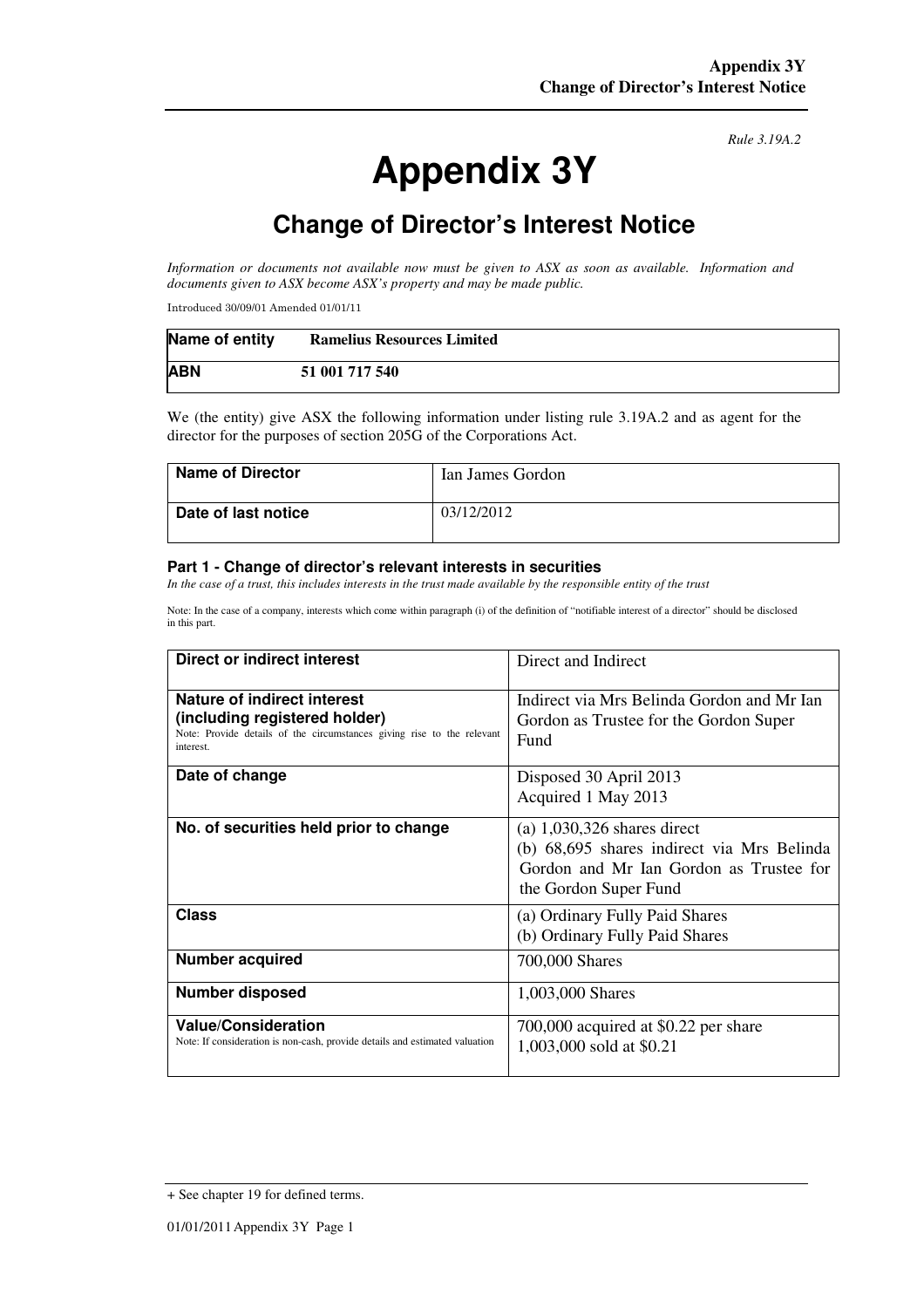*Rule 3.19A.2*

# Appendix 3Y

## Change of Director's Interest Notice

*Information or documents not available now must be given to ASX as soon as available. Information and documents given to ASX become ASX's property and may be made public.*

Introduced 30/09/01 Amended 01/01/11

| **Name of entity** | **Ramelius Resources Limited** |
|---|---|
| **ABN** | **51 001 717 540** |

We (the entity) give ASX the following information under listing rule 3.19A.2 and as agent for the director for the purposes of section 205G of the Corporations Act.

| **Name of Director** | Ian James Gordon |
|---|---|
| **Date of last notice** | 03/12/2012 |

### Part 1 - Change of director's relevant interests in securities

*In the case of a trust, this includes interests in the trust made available by the responsible entity of the trust*

Note: In the case of a company, interests which come within paragraph (i) of the definition of "notifiable interest of a director" should be disclosed in this part.

| **Direct or indirect interest** | Direct and Indirect |
|---|---|
| **Nature of indirect interest (including registered holder)** Note: Provide details of the circumstances giving rise to the relevant interest. | Indirect via Mrs Belinda Gordon and Mr Ian Gordon as Trustee for the Gordon Super Fund |
| **Date of change** | Disposed 30 April 2013<br>Acquired 1 May 2013 |
| **No. of securities held prior to change** | (a) 1,030,326 shares direct<br>(b) 68,695 shares indirect via Mrs Belinda Gordon and Mr Ian Gordon as Trustee for the Gordon Super Fund |
| **Class** | (a) Ordinary Fully Paid Shares<br>(b) Ordinary Fully Paid Shares |
| **Number acquired** | 700,000 Shares |
| **Number disposed** | 1,003,000 Shares |
| **Value/Consideration** Note: If consideration is non-cash, provide details and estimated valuation | 700,000 acquired at $0.22 per share<br>1,003,000 sold at $0.21 |

+ See chapter 19 for defined terms.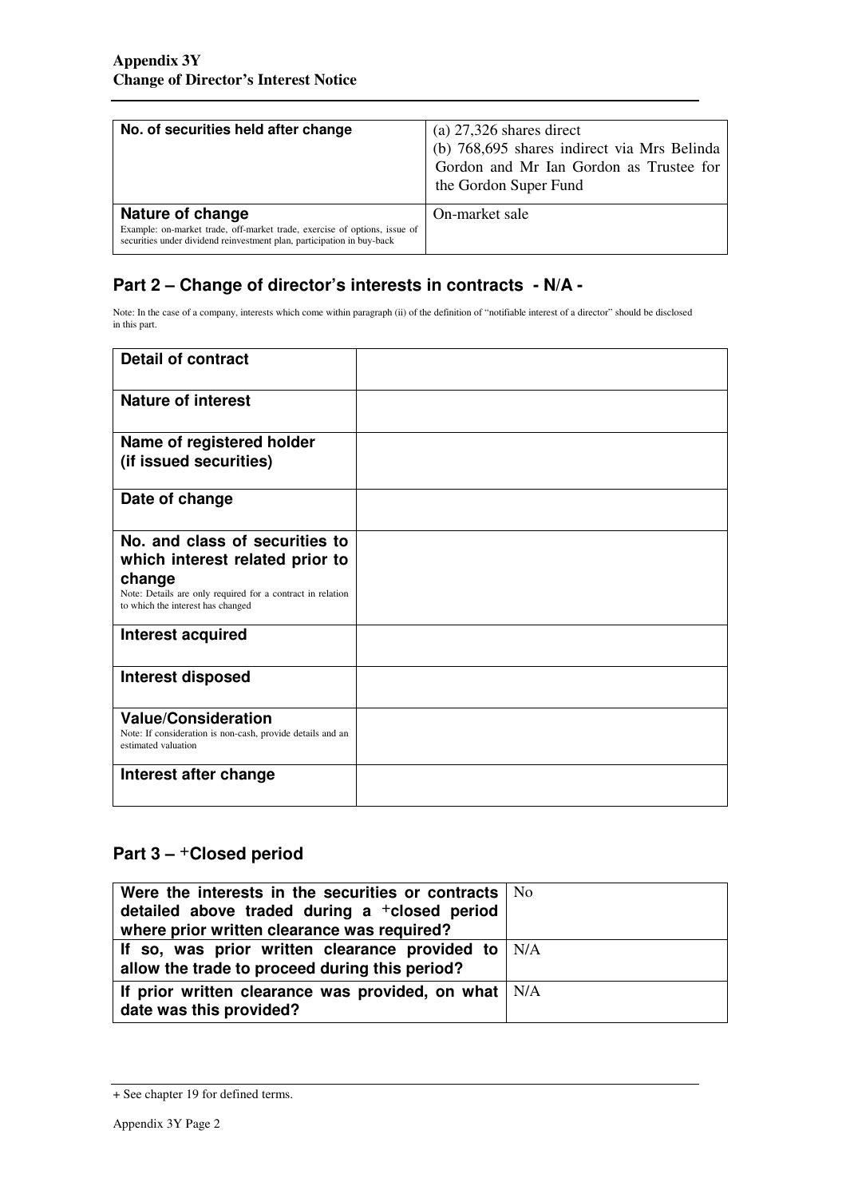| | |
|---|---|
| **No. of securities held after change** | (a) 27,326 shares direct<br>(b) 768,695 shares indirect via Mrs Belinda Gordon and Mr Ian Gordon as Trustee for the Gordon Super Fund |
| **Nature of change**<br>Example: on-market trade, off-market trade, exercise of options, issue of securities under dividend reinvestment plan, participation in buy-back | On-market sale |

## Part 2 – Change of director's interests in contracts - N/A -

Note: In the case of a company, interests which come within paragraph (ii) of the definition of "notifiable interest of a director" should be disclosed in this part.

| | |
|---|---|
| **Detail of contract** | |
| **Nature of interest** | |
| **Name of registered holder (if issued securities)** | |
| **Date of change** | |
| **No. and class of securities to which interest related prior to change**<br>Note: Details are only required for a contract in relation to which the interest has changed | |
| **Interest acquired** | |
| **Interest disposed** | |
| **Value/Consideration**<br>Note: If consideration is non-cash, provide details and an estimated valuation | |
| **Interest after change** | |

## Part 3 – +Closed period

| | |
|---|---|
| **Were the interests in the securities or contracts detailed above traded during a +closed period where prior written clearance was required?** | No |
| **If so, was prior written clearance provided to allow the trade to proceed during this period?** | N/A |
| **If prior written clearance was provided, on what date was this provided?** | N/A |

+ See chapter 19 for defined terms.